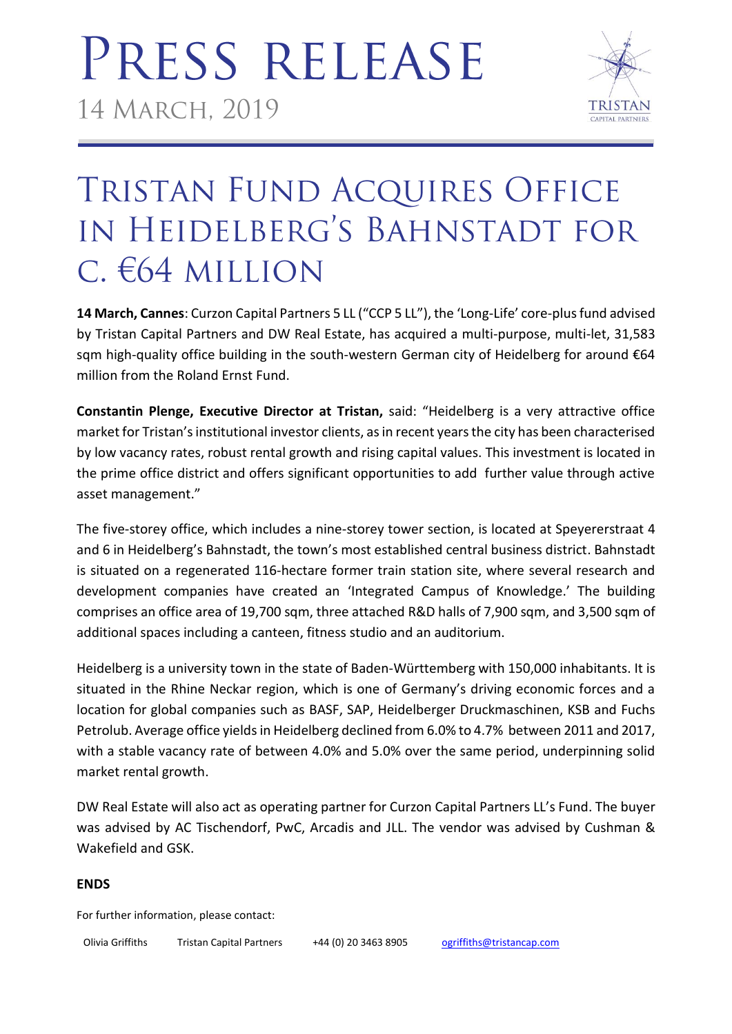# PRESS RELEASE

14 MARCH, 2019

TRISTAN CAPITAL PARTNERS

## TRISTAN FUND ACQUIRES OFFICE IN HEIDELBERG'S BAHNSTADT FOR C. €64 MILLION

**14 March, Cannes**: Curzon Capital Partners 5 LL ("CCP 5 LL"), the 'Long-Life' core-plus fund advised by Tristan Capital Partners and DW Real Estate, has acquired a multi-purpose, multi-let, 31,583 sqm high-quality office building in the south-western German city of Heidelberg for around €64 million from the Roland Ernst Fund.

**Constantin Plenge, Executive Director at Tristan,** said: "Heidelberg is a very attractive office market for Tristan's institutional investor clients, as in recent years the city has been characterised by low vacancy rates, robust rental growth and rising capital values. This investment is located in the prime office district and offers significant opportunities to add further value through active asset management."

The five-storey office, which includes a nine-storey tower section, is located at Speyererstraat 4 and 6 in Heidelberg's Bahnstadt, the town's most established central business district. Bahnstadt is situated on a regenerated 116-hectare former train station site, where several research and development companies have created an 'Integrated Campus of Knowledge.' The building comprises an office area of 19,700 sqm, three attached R&D halls of 7,900 sqm, and 3,500 sqm of additional spaces including a canteen, fitness studio and an auditorium.

Heidelberg is a university town in the state of Baden-Württemberg with 150,000 inhabitants. It is situated in the Rhine Neckar region, which is one of Germany's driving economic forces and a location for global companies such as BASF, SAP, Heidelberger Druckmaschinen, KSB and Fuchs Petrolub. Average office yields in Heidelberg declined from 6.0% to 4.7% between 2011 and 2017, with a stable vacancy rate of between 4.0% and 5.0% over the same period, underpinning solid market rental growth.

DW Real Estate will also act as operating partner for Curzon Capital Partners LL's Fund. The buyer was advised by AC Tischendorf, PwC, Arcadis and JLL. The vendor was advised by Cushman & Wakefield and GSK.

**ENDS**

For further information, please contact:

| Olivia Griffiths | Tristan Capital Partners | +44 (0) 20 3463 8905 | ogriffiths@tristancap.com |
|---|---|---|---|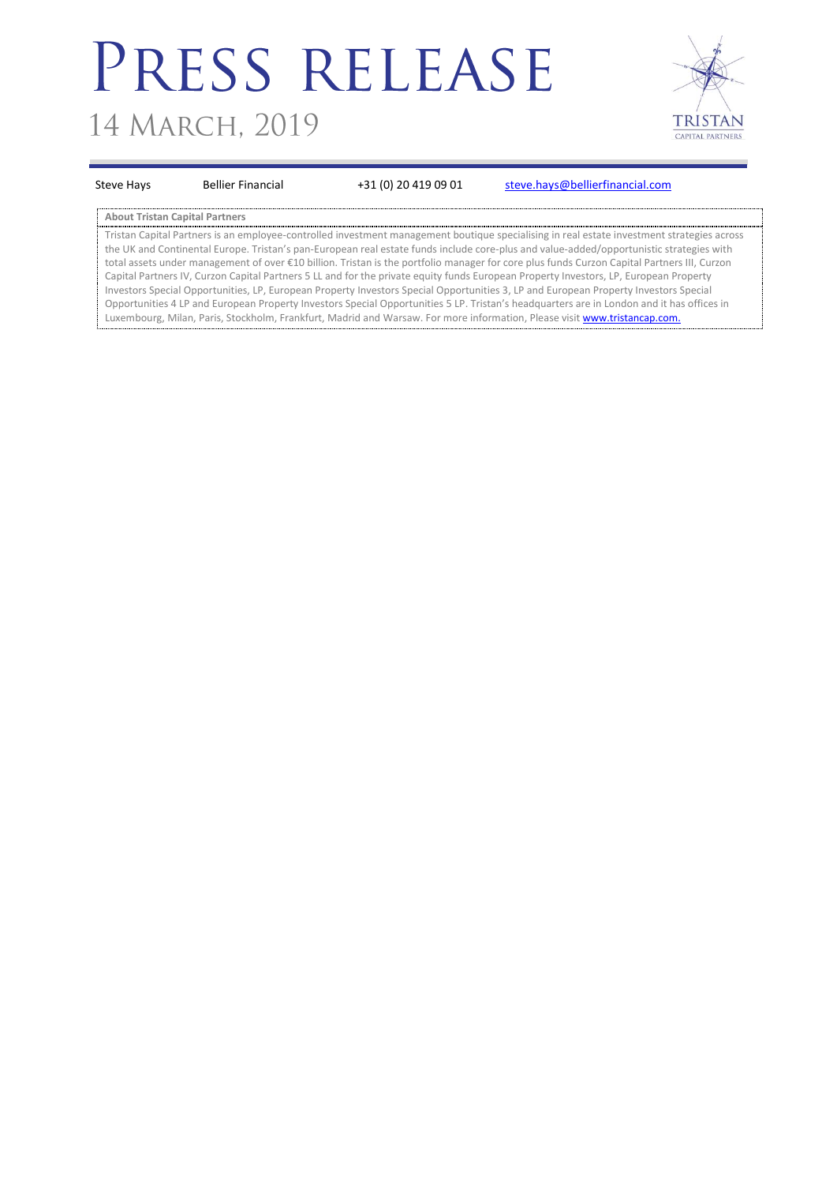# PRESS RELEASE

## 14 MARCH, 2019

TRISTAN
CAPITAL PARTNERS

| | | | |
|---|---|---|---|
| Steve Hays | Bellier Financial | +31 (0) 20 419 09 01 | steve.hays@bellierfinancial.com |

**About Tristan Capital Partners**

Tristan Capital Partners is an employee-controlled investment management boutique specialising in real estate investment strategies across the UK and Continental Europe. Tristan's pan-European real estate funds include core-plus and value-added/opportunistic strategies with total assets under management of over €10 billion. Tristan is the portfolio manager for core plus funds Curzon Capital Partners III, Curzon Capital Partners IV, Curzon Capital Partners 5 LL and for the private equity funds European Property Investors, LP, European Property Investors Special Opportunities, LP, European Property Investors Special Opportunities 3, LP and European Property Investors Special Opportunities 4 LP and European Property Investors Special Opportunities 5 LP. Tristan's headquarters are in London and it has offices in Luxembourg, Milan, Paris, Stockholm, Frankfurt, Madrid and Warsaw. For more information, Please visit **www.tristancap.com.**